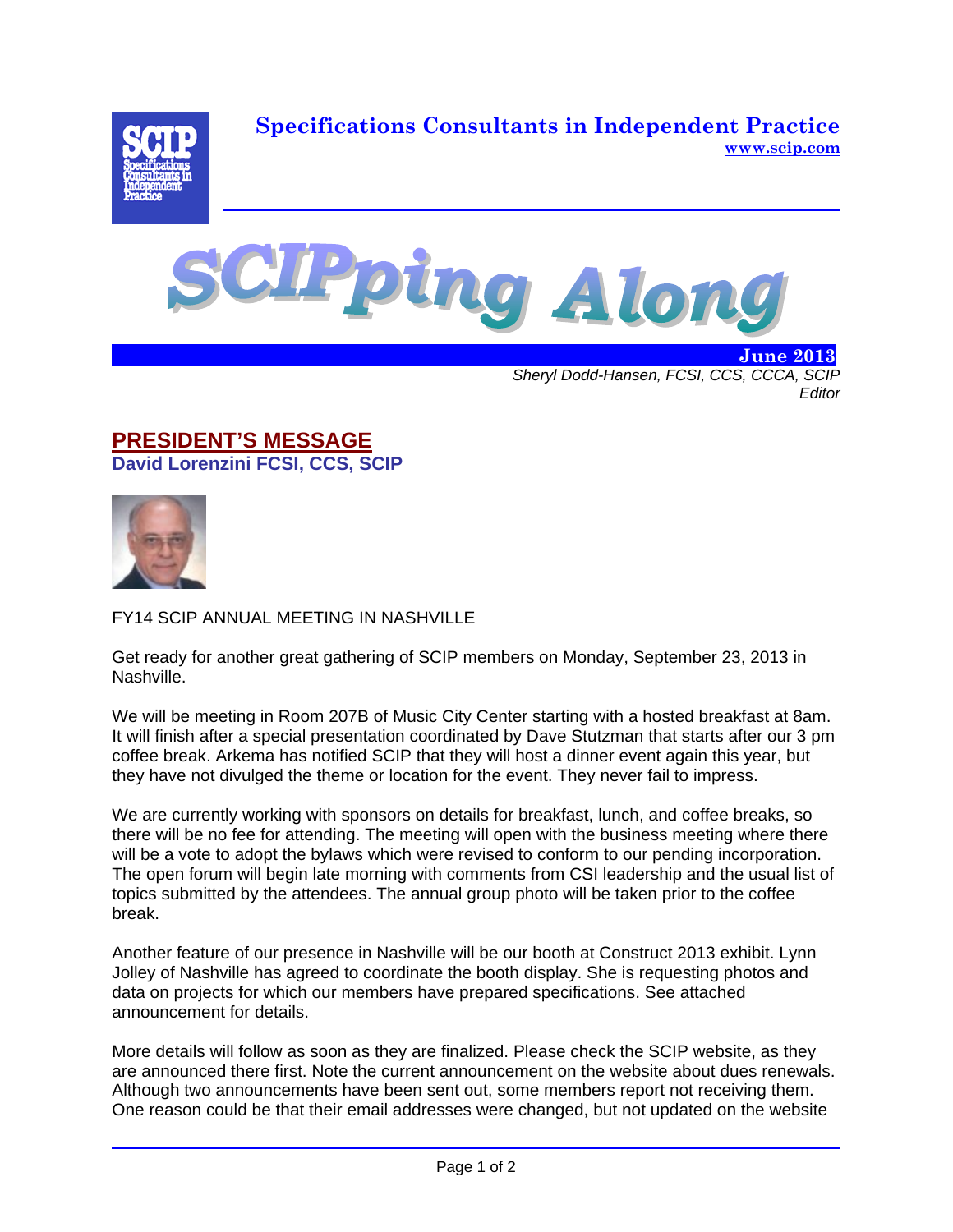**Specifications Consultants in Independent Practice**
**www.scip.com**

# SCIPping Along

**June 2013**

*Sheryl Dodd-Hansen, FCSI, CCS, CCCA, SCIP*
*Editor*

## PRESIDENT'S MESSAGE

### David Lorenzini FCSI, CCS, SCIP

FY14 SCIP ANNUAL MEETING IN NASHVILLE

Get ready for another great gathering of SCIP members on Monday, September 23, 2013 in Nashville.

We will be meeting in Room 207B of Music City Center starting with a hosted breakfast at 8am. It will finish after a special presentation coordinated by Dave Stutzman that starts after our 3 pm coffee break. Arkema has notified SCIP that they will host a dinner event again this year, but they have not divulged the theme or location for the event. They never fail to impress.

We are currently working with sponsors on details for breakfast, lunch, and coffee breaks, so there will be no fee for attending. The meeting will open with the business meeting where there will be a vote to adopt the bylaws which were revised to conform to our pending incorporation. The open forum will begin late morning with comments from CSI leadership and the usual list of topics submitted by the attendees. The annual group photo will be taken prior to the coffee break.

Another feature of our presence in Nashville will be our booth at Construct 2013 exhibit. Lynn Jolley of Nashville has agreed to coordinate the booth display. She is requesting photos and data on projects for which our members have prepared specifications. See attached announcement for details.

More details will follow as soon as they are finalized. Please check the SCIP website, as they are announced there first. Note the current announcement on the website about dues renewals. Although two announcements have been sent out, some members report not receiving them. One reason could be that their email addresses were changed, but not updated on the website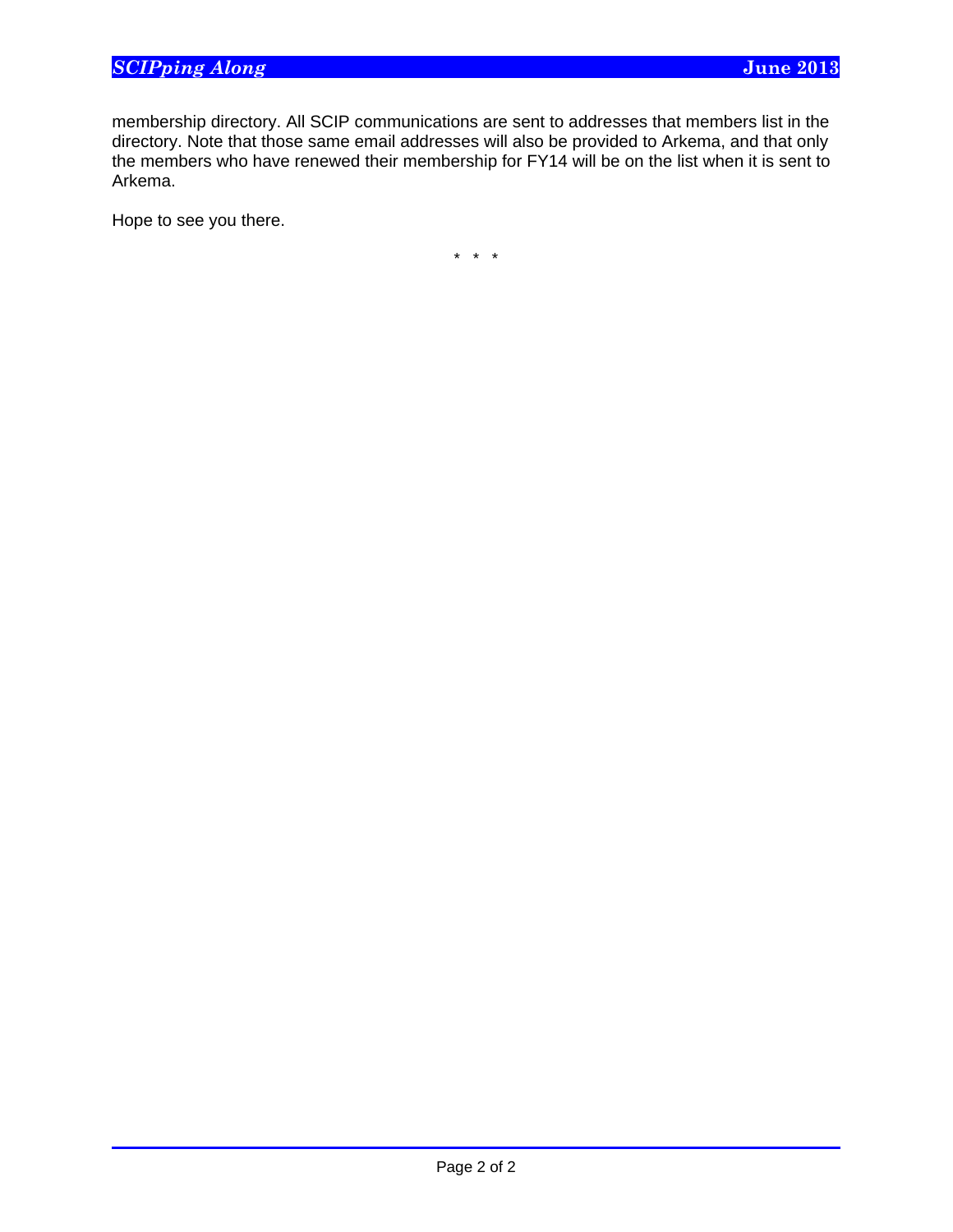membership directory. All SCIP communications are sent to addresses that members list in the directory. Note that those same email addresses will also be provided to Arkema, and that only the members who have renewed their membership for FY14 will be on the list when it is sent to Arkema.

Hope to see you there.

\* \* \*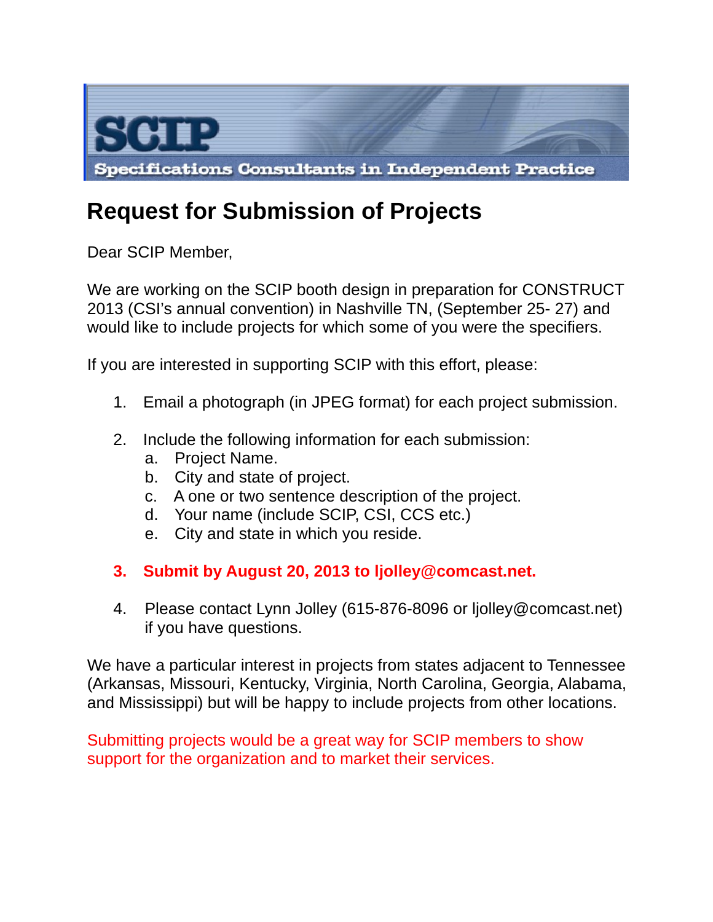SCIP

Specifications Consultants in Independent Practice

# Request for Submission of Projects

Dear SCIP Member,

We are working on the SCIP booth design in preparation for CONSTRUCT 2013 (CSI's annual convention) in Nashville TN, (September 25- 27) and would like to include projects for which some of you were the specifiers.

If you are interested in supporting SCIP with this effort, please:

1. Email a photograph (in JPEG format) for each project submission.

2. Include the following information for each submission:
   a. Project Name.
   b. City and state of project.
   c. A one or two sentence description of the project.
   d. Your name (include SCIP, CSI, CCS etc.)
   e. City and state in which you reside.

3. **Submit by August 20, 2013 to ljolley@comcast.net.**

4. Please contact Lynn Jolley (615-876-8096 or ljolley@comcast.net) if you have questions.

We have a particular interest in projects from states adjacent to Tennessee (Arkansas, Missouri, Kentucky, Virginia, North Carolina, Georgia, Alabama, and Mississippi) but will be happy to include projects from other locations.

Submitting projects would be a great way for SCIP members to show support for the organization and to market their services.